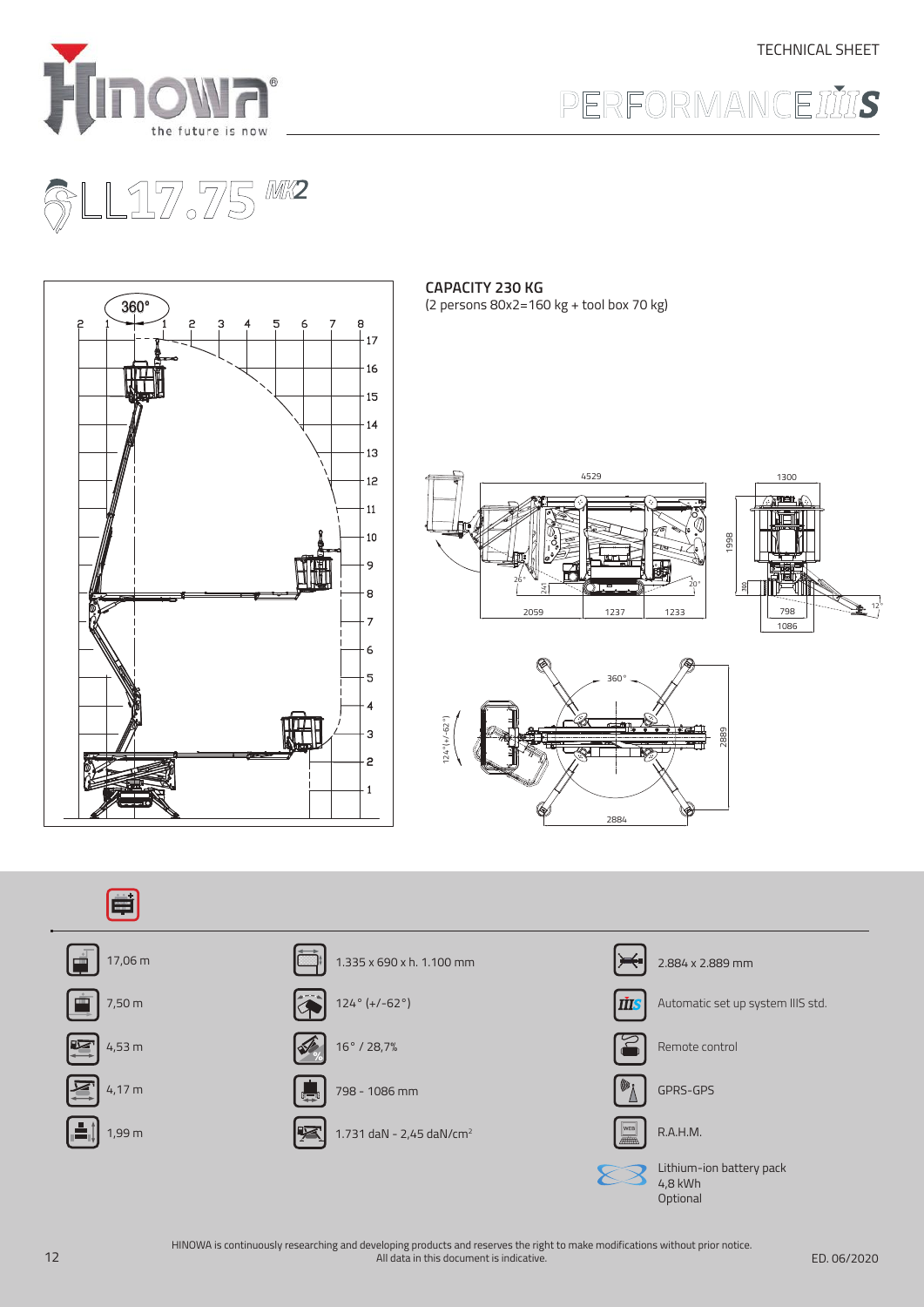TECHNICAL SHEET

PERFORMANCE IIIS

# LL17.75 MK2

**CAPACITY 230 KG**
(2 persons 80x2=160 kg + tool box 70 kg)

360°

2 1 1 2 3 4 5 6 7 8

17 16 15 14 13 12 11 10 9 8 7 6 5 4 3 2 1

4529

1300

1998

26°

241

20°

2059 1237 1233

310

798

1086

12°

360°

124°(+/-62°)

2889

2884

| | | |
|---|---|---|
| 17,06 m | 1.335 x 690 x h. 1.100 mm | 2.884 x 2.889 mm |
| 7,50 m | 124° (+/-62°) | Automatic set up system IIIS std. |
| 4,53 m | 16° / 28,7% | Remote control |
| 4,17 m | 798 - 1086 mm | GPRS-GPS |
| 1,99 m | 1.731 daN - 2,45 daN/cm$^2$ | R.A.H.M. |
| | | Lithium-ion battery pack 4,8 kWh Optional |

HINOWA is continuously researching and developing products and reserves the right to make modifications without prior notice.
All data in this document is indicative.

ED. 06/2020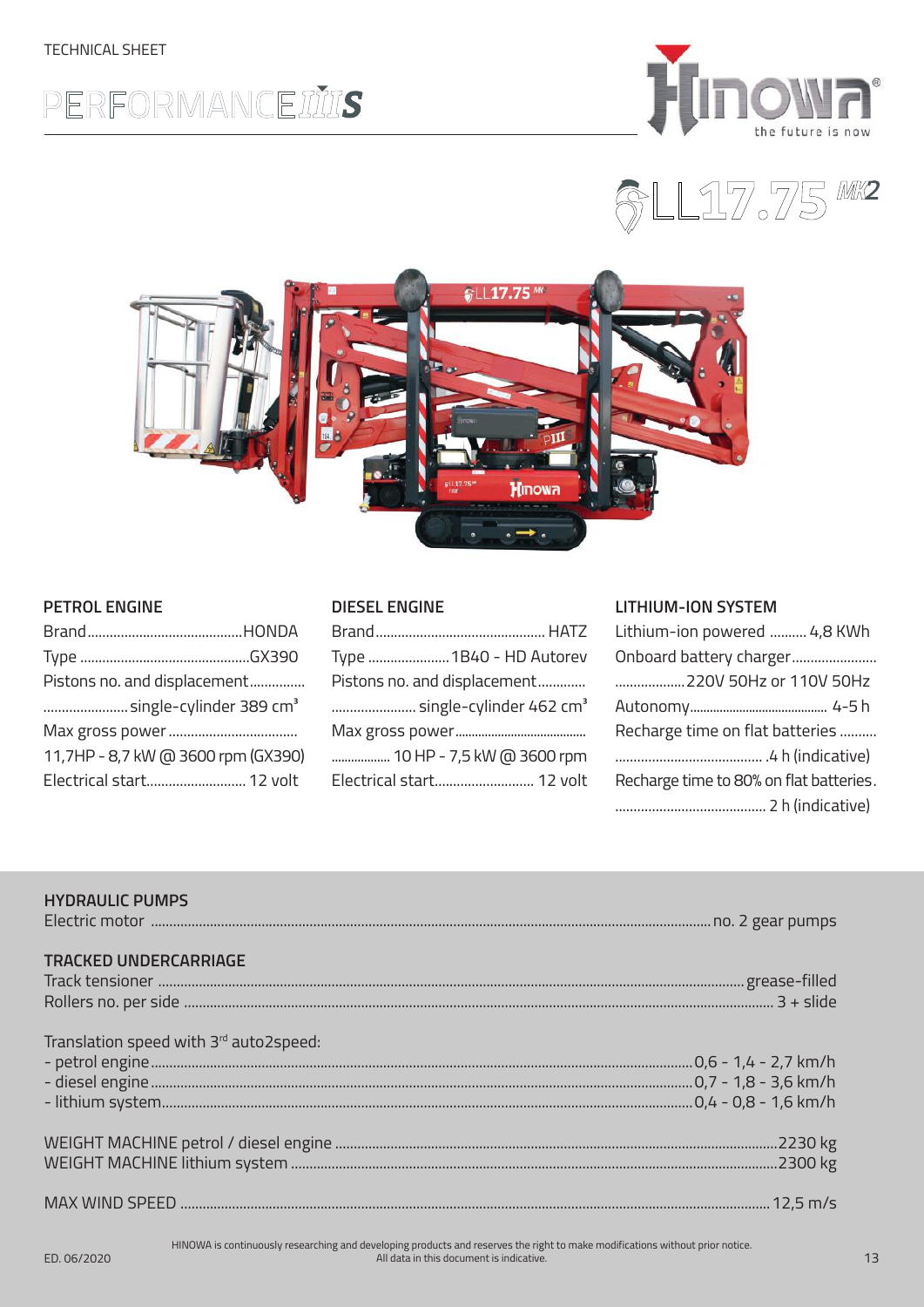TECHNICAL SHEET

# PERFORMANCE IIIS

LL17.75 MK2

### PETROL ENGINE

Brand .......... HONDA
Type .......... GX390
Pistons no. and displacement .......... single-cylinder 389 cm³
Max gross power .......... 11,7HP - 8,7 kW @ 3600 rpm (GX390)
Electrical start .......... 12 volt

### DIESEL ENGINE

Brand .......... HATZ
Type .......... 1B40 - HD Autorev
Pistons no. and displacement .......... single-cylinder 462 cm³
Max gross power .......... 10 HP - 7,5 kW @ 3600 rpm
Electrical start .......... 12 volt

### LITHIUM-ION SYSTEM

Lithium-ion powered .......... 4,8 KWh
Onboard battery charger .......... 220V 50Hz or 110V 50Hz
Autonomy .......... 4-5 h
Recharge time on flat batteries .......... 4 h (indicative)
Recharge time to 80% on flat batteries .......... 2 h (indicative)

### HYDRAULIC PUMPS

Electric motor .......... no. 2 gear pumps

### TRACKED UNDERCARRIAGE

Track tensioner .......... grease-filled
Rollers no. per side .......... 3 + slide

Translation speed with 3rd auto2speed:
- petrol engine .......... 0,6 - 1,4 - 2,7 km/h
- diesel engine .......... 0,7 - 1,8 - 3,6 km/h
- lithium system .......... 0,4 - 0,8 - 1,6 km/h

WEIGHT MACHINE petrol / diesel engine .......... 2230 kg
WEIGHT MACHINE lithium system .......... 2300 kg

MAX WIND SPEED .......... 12,5 m/s

ED. 06/2020

HINOWA is continuously researching and developing products and reserves the right to make modifications without prior notice.
All data in this document is indicative.